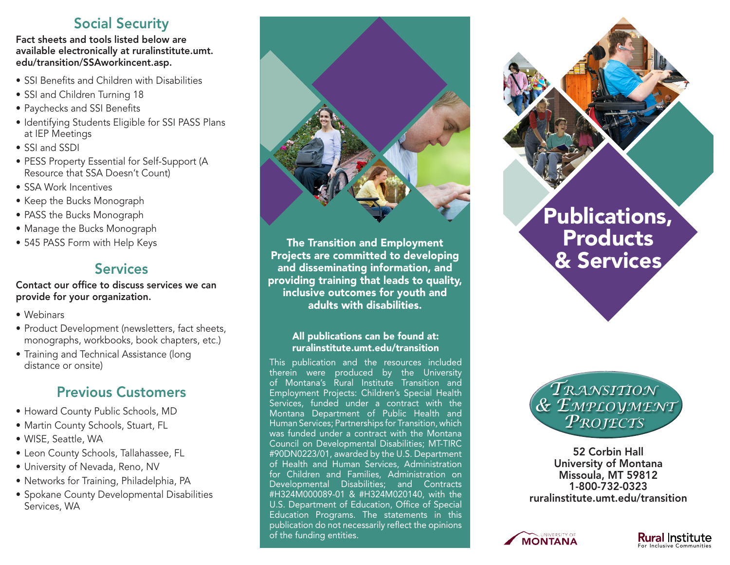## Social Security

**Fact sheets and tools listed below are available electronically at ruralinstitute.umt.edu/transition/SSAworkincent.asp.**

- SSI Benefits and Children with Disabilities
- SSI and Children Turning 18
- Paychecks and SSI Benefits
- Identifying Students Eligible for SSI PASS Plans at IEP Meetings
- SSI and SSDI
- PESS Property Essential for Self-Support (A Resource that SSA Doesn't Count)
- SSA Work Incentives
- Keep the Bucks Monograph
- PASS the Bucks Monograph
- Manage the Bucks Monograph
- 545 PASS Form with Help Keys

## Services

**Contact our office to discuss services we can provide for your organization.**

- Webinars
- Product Development (newsletters, fact sheets, monographs, workbooks, book chapters, etc.)
- Training and Technical Assistance (long distance or onsite)

## Previous Customers

- Howard County Public Schools, MD
- Martin County Schools, Stuart, FL
- WISE, Seattle, WA
- Leon County Schools, Tallahassee, FL
- University of Nevada, Reno, NV
- Networks for Training, Philadelphia, PA
- Spokane County Developmental Disabilities Services, WA

**The Transition and Employment Projects are committed to developing and disseminating information, and providing training that leads to quality, inclusive outcomes for youth and adults with disabilities.**

**All publications can be found at: ruralinstitute.umt.edu/transition**

This publication and the resources included therein were produced by the University of Montana's Rural Institute Transition and Employment Projects: Children's Special Health Services, funded under a contract with the Montana Department of Public Health and Human Services; Partnerships for Transition, which was funded under a contract with the Montana Council on Developmental Disabilities; MT-TIRC #90DN0223/01, awarded by the U.S. Department of Health and Human Services, Administration for Children and Families, Administration on Developmental Disabilities; and Contracts #H324M000089-01 & #H324M020140, with the U.S. Department of Education, Office of Special Education Programs. The statements in this publication do not necessarily reflect the opinions of the funding entities.

# Publications, Products & Services

*Transition & Employment Projects*

52 Corbin Hall
University of Montana
Missoula, MT 59812
1-800-732-0323
ruralinstitute.umt.edu/transition

University of Montana

Rural Institute For Inclusive Communities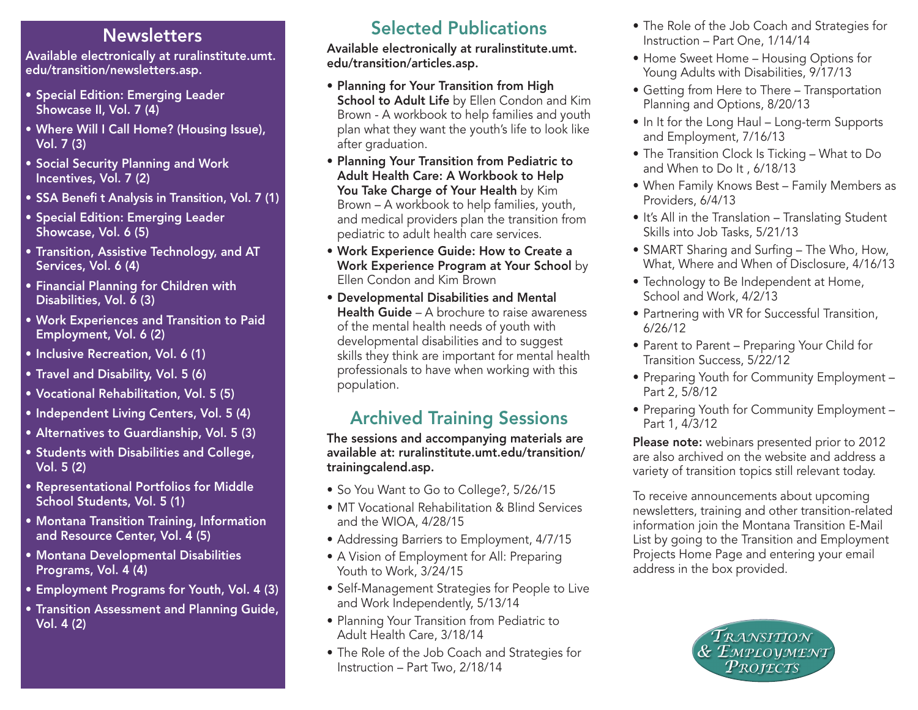## Newsletters

**Available electronically at ruralinstitute.umt.edu/transition/newsletters.asp.**

- **Special Edition: Emerging Leader Showcase II, Vol. 7 (4)**
- **Where Will I Call Home? (Housing Issue), Vol. 7 (3)**
- **Social Security Planning and Work Incentives, Vol. 7 (2)**
- **SSA Benefi t Analysis in Transition, Vol. 7 (1)**
- **Special Edition: Emerging Leader Showcase, Vol. 6 (5)**
- **Transition, Assistive Technology, and AT Services, Vol. 6 (4)**
- **Financial Planning for Children with Disabilities, Vol. 6 (3)**
- **Work Experiences and Transition to Paid Employment, Vol. 6 (2)**
- **Inclusive Recreation, Vol. 6 (1)**
- **Travel and Disability, Vol. 5 (6)**
- **Vocational Rehabilitation, Vol. 5 (5)**
- **Independent Living Centers, Vol. 5 (4)**
- **Alternatives to Guardianship, Vol. 5 (3)**
- **Students with Disabilities and College, Vol. 5 (2)**
- **Representational Portfolios for Middle School Students, Vol. 5 (1)**
- **Montana Transition Training, Information and Resource Center, Vol. 4 (5)**
- **Montana Developmental Disabilities Programs, Vol. 4 (4)**
- **Employment Programs for Youth, Vol. 4 (3)**
- **Transition Assessment and Planning Guide, Vol. 4 (2)**

## Selected Publications

**Available electronically at ruralinstitute.umt.edu/transition/articles.asp.**

- **Planning for Your Transition from High School to Adult Life** by Ellen Condon and Kim Brown - A workbook to help families and youth plan what they want the youth's life to look like after graduation.
- **Planning Your Transition from Pediatric to Adult Health Care: A Workbook to Help You Take Charge of Your Health** by Kim Brown – A workbook to help families, youth, and medical providers plan the transition from pediatric to adult health care services.
- **Work Experience Guide: How to Create a Work Experience Program at Your School** by Ellen Condon and Kim Brown
- **Developmental Disabilities and Mental Health Guide** – A brochure to raise awareness of the mental health needs of youth with developmental disabilities and to suggest skills they think are important for mental health professionals to have when working with this population.

## Archived Training Sessions

**The sessions and accompanying materials are available at: ruralinstitute.umt.edu/transition/trainingcalend.asp.**

- So You Want to Go to College?, 5/26/15
- MT Vocational Rehabilitation & Blind Services and the WIOA, 4/28/15
- Addressing Barriers to Employment, 4/7/15
- A Vision of Employment for All: Preparing Youth to Work, 3/24/15
- Self-Management Strategies for People to Live and Work Independently, 5/13/14
- Planning Your Transition from Pediatric to Adult Health Care, 3/18/14
- The Role of the Job Coach and Strategies for Instruction – Part Two, 2/18/14
- The Role of the Job Coach and Strategies for Instruction – Part One, 1/14/14
- Home Sweet Home – Housing Options for Young Adults with Disabilities, 9/17/13
- Getting from Here to There – Transportation Planning and Options, 8/20/13
- In It for the Long Haul – Long-term Supports and Employment, 7/16/13
- The Transition Clock Is Ticking – What to Do and When to Do It , 6/18/13
- When Family Knows Best – Family Members as Providers, 6/4/13
- It's All in the Translation – Translating Student Skills into Job Tasks, 5/21/13
- SMART Sharing and Surfing – The Who, How, What, Where and When of Disclosure, 4/16/13
- Technology to Be Independent at Home, School and Work, 4/2/13
- Partnering with VR for Successful Transition, 6/26/12
- Parent to Parent – Preparing Your Child for Transition Success, 5/22/12
- Preparing Youth for Community Employment – Part 2, 5/8/12
- Preparing Youth for Community Employment – Part 1, 4/3/12

**Please note:** webinars presented prior to 2012 are also archived on the website and address a variety of transition topics still relevant today.

To receive announcements about upcoming newsletters, training and other transition-related information join the Montana Transition E-Mail List by going to the Transition and Employment Projects Home Page and entering your email address in the box provided.

Transition & Employment Projects